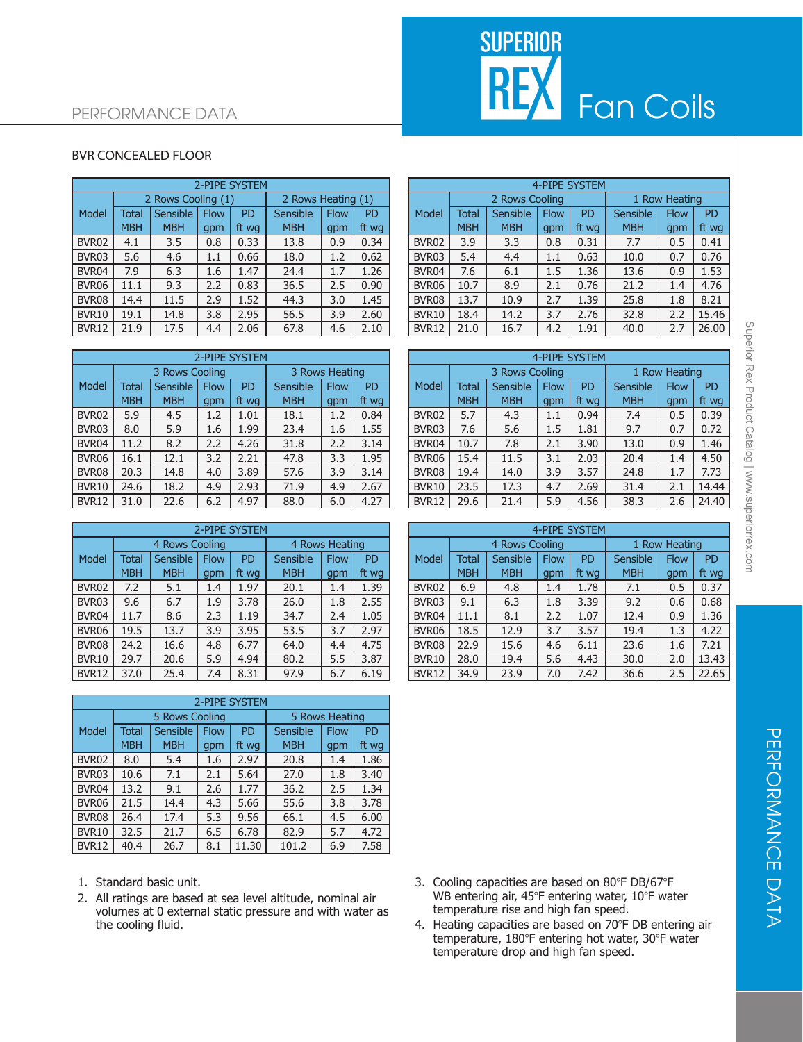# PERFORMANCE DATA

## Superior Rex Fan Coils

### BVR CONCEALED FLOOR

| 2-PIPE SYSTEM | | | | | | | |
|---|---|---|---|---|---|---|---|
| | 2 Rows Cooling (1) | | | | 2 Rows Heating (1) | | |
| Model | Total MBH | Sensible MBH | Flow gpm | PD ft wg | Sensible MBH | Flow gpm | PD ft wg |
| BVR02 | 4.1 | 3.5 | 0.8 | 0.33 | 13.8 | 0.9 | 0.34 |
| BVR03 | 5.6 | 4.6 | 1.1 | 0.66 | 18.0 | 1.2 | 0.62 |
| BVR04 | 7.9 | 6.3 | 1.6 | 1.47 | 24.4 | 1.7 | 1.26 |
| BVR06 | 11.1 | 9.3 | 2.2 | 0.83 | 36.5 | 2.5 | 0.90 |
| BVR08 | 14.4 | 11.5 | 2.9 | 1.52 | 44.3 | 3.0 | 1.45 |
| BVR10 | 19.1 | 14.8 | 3.8 | 2.95 | 56.5 | 3.9 | 2.60 |
| BVR12 | 21.9 | 17.5 | 4.4 | 2.06 | 67.8 | 4.6 | 2.10 |

| 4-PIPE SYSTEM | | | | | | | |
|---|---|---|---|---|---|---|---|
| | 2 Rows Cooling | | | | 1 Row Heating | | |
| Model | Total MBH | Sensible MBH | Flow gpm | PD ft wg | Sensible MBH | Flow gpm | PD ft wg |
| BVR02 | 3.9 | 3.3 | 0.8 | 0.31 | 7.7 | 0.5 | 0.41 |
| BVR03 | 5.4 | 4.4 | 1.1 | 0.63 | 10.0 | 0.7 | 0.76 |
| BVR04 | 7.6 | 6.1 | 1.5 | 1.36 | 13.6 | 0.9 | 1.53 |
| BVR06 | 10.7 | 8.9 | 2.1 | 0.76 | 21.2 | 1.4 | 4.76 |
| BVR08 | 13.7 | 10.9 | 2.7 | 1.39 | 25.8 | 1.8 | 8.21 |
| BVR10 | 18.4 | 14.2 | 3.7 | 2.76 | 32.8 | 2.2 | 15.46 |
| BVR12 | 21.0 | 16.7 | 4.2 | 1.91 | 40.0 | 2.7 | 26.00 |

| 2-PIPE SYSTEM | | | | | | | |
|---|---|---|---|---|---|---|---|
| | 3 Rows Cooling | | | | 3 Rows Heating | | |
| Model | Total MBH | Sensible MBH | Flow gpm | PD ft wg | Sensible MBH | Flow gpm | PD ft wg |
| BVR02 | 5.9 | 4.5 | 1.2 | 1.01 | 18.1 | 1.2 | 0.84 |
| BVR03 | 8.0 | 5.9 | 1.6 | 1.99 | 23.4 | 1.6 | 1.55 |
| BVR04 | 11.2 | 8.2 | 2.2 | 4.26 | 31.8 | 2.2 | 3.14 |
| BVR06 | 16.1 | 12.1 | 3.2 | 2.21 | 47.8 | 3.3 | 1.95 |
| BVR08 | 20.3 | 14.8 | 4.0 | 3.89 | 57.6 | 3.9 | 3.14 |
| BVR10 | 24.6 | 18.2 | 4.9 | 2.93 | 71.9 | 4.9 | 2.67 |
| BVR12 | 31.0 | 22.6 | 6.2 | 4.97 | 88.0 | 6.0 | 4.27 |

| 4-PIPE SYSTEM | | | | | | | |
|---|---|---|---|---|---|---|---|
| | 3 Rows Cooling | | | | 1 Row Heating | | |
| Model | Total MBH | Sensible MBH | Flow gpm | PD ft wg | Sensible MBH | Flow gpm | PD ft wg |
| BVR02 | 5.7 | 4.3 | 1.1 | 0.94 | 7.4 | 0.5 | 0.39 |
| BVR03 | 7.6 | 5.6 | 1.5 | 1.81 | 9.7 | 0.7 | 0.72 |
| BVR04 | 10.7 | 7.8 | 2.1 | 3.90 | 13.0 | 0.9 | 1.46 |
| BVR06 | 15.4 | 11.5 | 3.1 | 2.03 | 20.4 | 1.4 | 4.50 |
| BVR08 | 19.4 | 14.0 | 3.9 | 3.57 | 24.8 | 1.7 | 7.73 |
| BVR10 | 23.5 | 17.3 | 4.7 | 2.69 | 31.4 | 2.1 | 14.44 |
| BVR12 | 29.6 | 21.4 | 5.9 | 4.56 | 38.3 | 2.6 | 24.40 |

| 2-PIPE SYSTEM | | | | | | | |
|---|---|---|---|---|---|---|---|
| | 4 Rows Cooling | | | | 4 Rows Heating | | |
| Model | Total MBH | Sensible MBH | Flow gpm | PD ft wg | Sensible MBH | Flow gpm | PD ft wg |
| BVR02 | 7.2 | 5.1 | 1.4 | 1.97 | 20.1 | 1.4 | 1.39 |
| BVR03 | 9.6 | 6.7 | 1.9 | 3.78 | 26.0 | 1.8 | 2.55 |
| BVR04 | 11.7 | 8.6 | 2.3 | 1.19 | 34.7 | 2.4 | 1.05 |
| BVR06 | 19.5 | 13.7 | 3.9 | 3.95 | 53.5 | 3.7 | 2.97 |
| BVR08 | 24.2 | 16.6 | 4.8 | 6.77 | 64.0 | 4.4 | 4.75 |
| BVR10 | 29.7 | 20.6 | 5.9 | 4.94 | 80.2 | 5.5 | 3.87 |
| BVR12 | 37.0 | 25.4 | 7.4 | 8.31 | 97.9 | 6.7 | 6.19 |

| 4-PIPE SYSTEM | | | | | | | |
|---|---|---|---|---|---|---|---|
| | 4 Rows Cooling | | | | 1 Row Heating | | |
| Model | Total MBH | Sensible MBH | Flow gpm | PD ft wg | Sensible MBH | Flow gpm | PD ft wg |
| BVR02 | 6.9 | 4.8 | 1.4 | 1.78 | 7.1 | 0.5 | 0.37 |
| BVR03 | 9.1 | 6.3 | 1.8 | 3.39 | 9.2 | 0.6 | 0.68 |
| BVR04 | 11.1 | 8.1 | 2.2 | 1.07 | 12.4 | 0.9 | 1.36 |
| BVR06 | 18.5 | 12.9 | 3.7 | 3.57 | 19.4 | 1.3 | 4.22 |
| BVR08 | 22.9 | 15.6 | 4.6 | 6.11 | 23.6 | 1.6 | 7.21 |
| BVR10 | 28.0 | 19.4 | 5.6 | 4.43 | 30.0 | 2.0 | 13.43 |
| BVR12 | 34.9 | 23.9 | 7.0 | 7.42 | 36.6 | 2.5 | 22.65 |

| 2-PIPE SYSTEM | | | | | | | |
|---|---|---|---|---|---|---|---|
| | 5 Rows Cooling | | | | 5 Rows Heating | | |
| Model | Total MBH | Sensible MBH | Flow gpm | PD ft wg | Sensible MBH | Flow gpm | PD ft wg |
| BVR02 | 8.0 | 5.4 | 1.6 | 2.97 | 20.8 | 1.4 | 1.86 |
| BVR03 | 10.6 | 7.1 | 2.1 | 5.64 | 27.0 | 1.8 | 3.40 |
| BVR04 | 13.2 | 9.1 | 2.6 | 1.77 | 36.2 | 2.5 | 1.34 |
| BVR06 | 21.5 | 14.4 | 4.3 | 5.66 | 55.6 | 3.8 | 3.78 |
| BVR08 | 26.4 | 17.4 | 5.3 | 9.56 | 66.1 | 4.5 | 6.00 |
| BVR10 | 32.5 | 21.7 | 6.5 | 6.78 | 82.9 | 5.7 | 4.72 |
| BVR12 | 40.4 | 26.7 | 8.1 | 11.30 | 101.2 | 6.9 | 7.58 |

1. Standard basic unit.
2. All ratings are based at sea level altitude, nominal air volumes at 0 external static pressure and with water as the cooling fluid.
3. Cooling capacities are based on 80°F DB/67°F WB entering air, 45°F entering water, 10°F water temperature rise and high fan speed.
4. Heating capacities are based on 70°F DB entering air temperature, 180°F entering hot water, 30°F water temperature drop and high fan speed.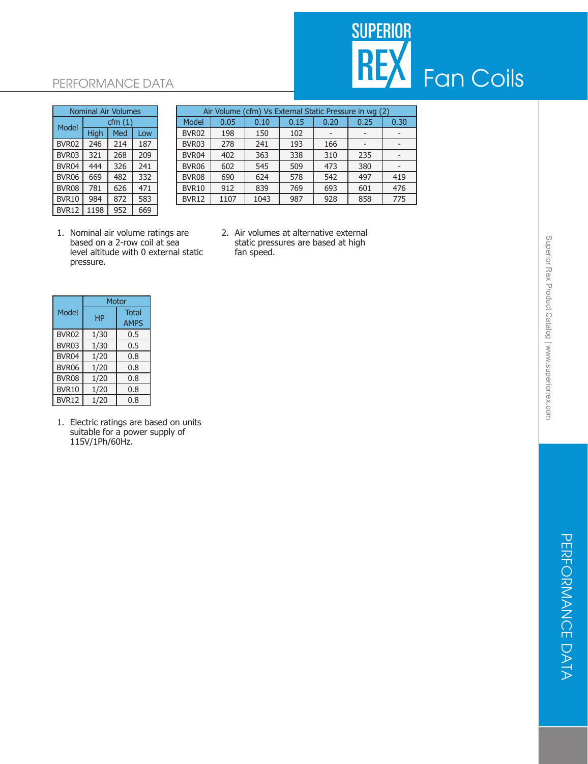# PERFORMANCE DATA

## Superior Rex Fan Coils

| Nominal Air Volumes | | | |
|---|---|---|---|
| Model | cfm (1) | | |
| | High | Med | Low |
| BVR02 | 246 | 214 | 187 |
| BVR03 | 321 | 268 | 209 |
| BVR04 | 444 | 326 | 241 |
| BVR06 | 669 | 482 | 332 |
| BVR08 | 781 | 626 | 471 |
| BVR10 | 984 | 872 | 583 |
| BVR12 | 1198 | 952 | 669 |

| Air Volume (cfm) Vs External Static Pressure in wg (2) | | | | | | |
|---|---|---|---|---|---|---|
| Model | 0.05 | 0.10 | 0.15 | 0.20 | 0.25 | 0.30 |
| BVR02 | 198 | 150 | 102 | - | - | - |
| BVR03 | 278 | 241 | 193 | 166 | - | - |
| BVR04 | 402 | 363 | 338 | 310 | 235 | - |
| BVR06 | 602 | 545 | 509 | 473 | 380 | - |
| BVR08 | 690 | 624 | 578 | 542 | 497 | 419 |
| BVR10 | 912 | 839 | 769 | 693 | 601 | 476 |
| BVR12 | 1107 | 1043 | 987 | 928 | 858 | 775 |

1. Nominal air volume ratings are based on a 2-row coil at sea level altitude with 0 external static pressure.
2. Air volumes at alternative external static pressures are based at high fan speed.

| Model | Motor | |
|---|---|---|
| | HP | Total AMPS |
| BVR02 | 1/30 | 0.5 |
| BVR03 | 1/30 | 0.5 |
| BVR04 | 1/20 | 0.8 |
| BVR06 | 1/20 | 0.8 |
| BVR08 | 1/20 | 0.8 |
| BVR10 | 1/20 | 0.8 |
| BVR12 | 1/20 | 0.8 |

1. Electric ratings are based on units suitable for a power supply of 115V/1Ph/60Hz.